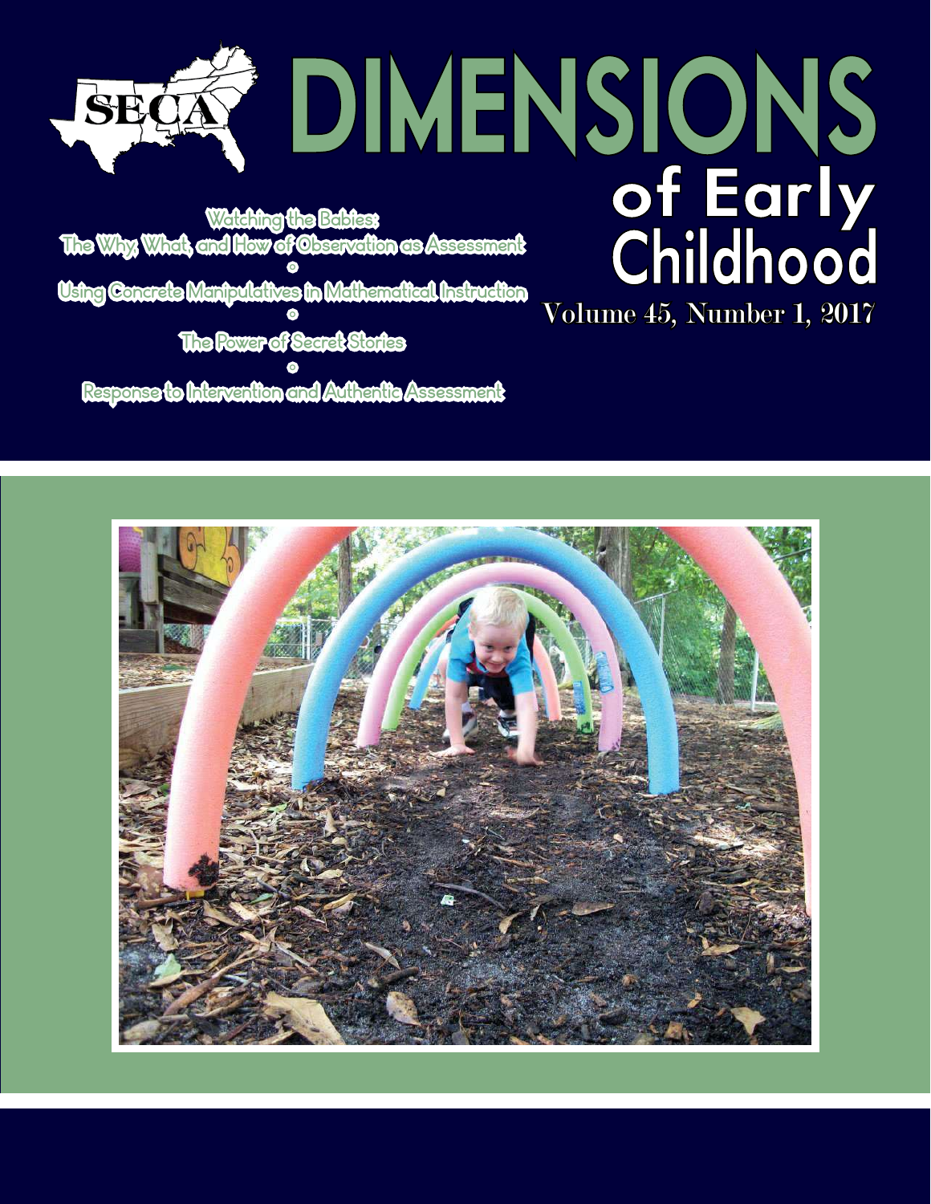# DIMENSIONS of Early Childhood

SECA

Volume 45, Number 1, 2017

Watching the Babies: The Why, What, and How of Observation as Assessment

Using Concrete Manipulatives in Mathematical Instruction

The Power of Secret Stories

Response to Intervention and Authentic Assessment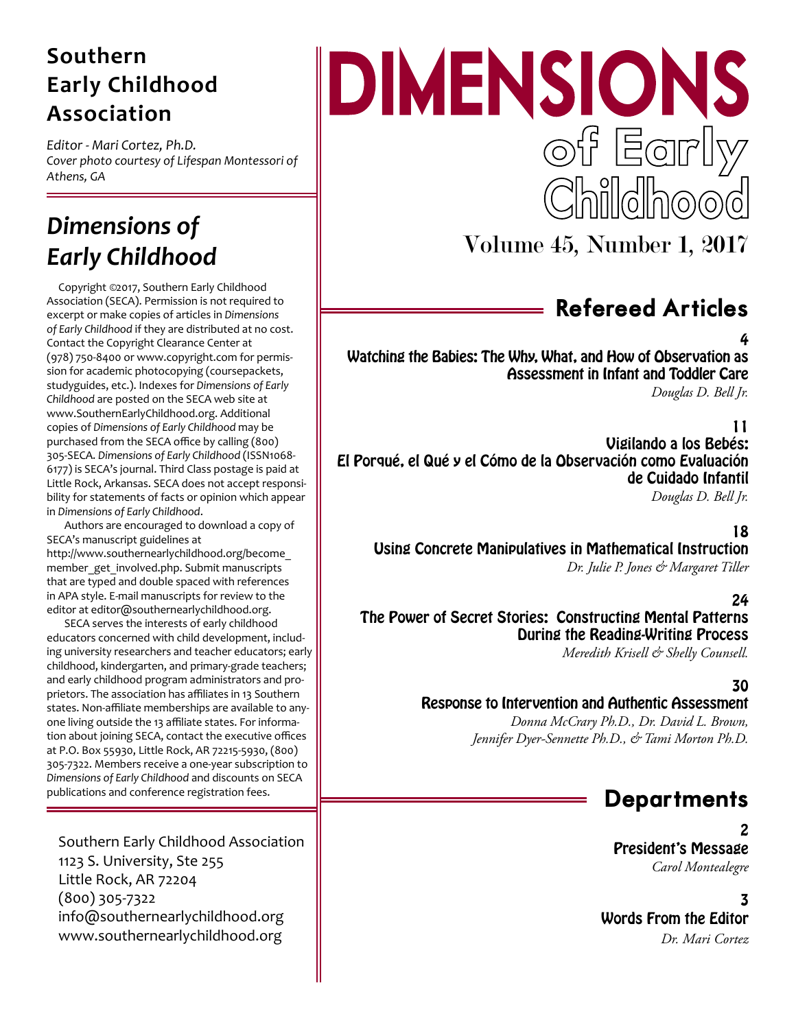# Southern Early Childhood Association

*Editor - Mari Cortez, Ph.D.*
*Cover photo courtesy of Lifespan Montessori of Athens, GA*

## *Dimensions of Early Childhood*

Copyright ©2017, Southern Early Childhood Association (SECA). Permission is not required to excerpt or make copies of articles in *Dimensions of Early Childhood* if they are distributed at no cost. Contact the Copyright Clearance Center at (978) 750-8400 or www.copyright.com for permission for academic photocopying (coursepackets, studyguides, etc.). Indexes for *Dimensions of Early Childhood* are posted on the SECA web site at www.SouthernEarlyChildhood.org. Additional copies of *Dimensions of Early Childhood* may be purchased from the SECA office by calling (800) 305-SECA. *Dimensions of Early Childhood* (ISSN1068-6177) is SECA's journal. Third Class postage is paid at Little Rock, Arkansas. SECA does not accept responsibility for statements of facts or opinion which appear in *Dimensions of Early Childhood*.

Authors are encouraged to download a copy of SECA's manuscript guidelines at http://www.southernearlychildhood.org/become_member_get_involved.php. Submit manuscripts that are typed and double spaced with references in APA style. E-mail manuscripts for review to the editor at editor@southernearlychildhood.org.

SECA serves the interests of early childhood educators concerned with child development, including university researchers and teacher educators; early childhood, kindergarten, and primary-grade teachers; and early childhood program administrators and proprietors. The association has affiliates in 13 Southern states. Non-affiliate memberships are available to anyone living outside the 13 affiliate states. For information about joining SECA, contact the executive offices at P.O. Box 55930, Little Rock, AR 72215-5930, (800) 305-7322. Members receive a one-year subscription to *Dimensions of Early Childhood* and discounts on SECA publications and conference registration fees.

Southern Early Childhood Association
1123 S. University, Ste 255
Little Rock, AR 72204
(800) 305-7322
info@southernearlychildhood.org
www.southernearlychildhood.org

# DIMENSIONS of Early Childhood

Volume 45, Number 1, 2017

## Refereed Articles

**4**
**Watching the Babies: The Why, What, and How of Observation as Assessment in Infant and Toddler Care**
*Douglas D. Bell Jr.*

**11**
**Vigilando a los Bebés: El Porqué, el Qué y el Cómo de la Observación como Evaluación de Cuidado Infantil**
*Douglas D. Bell Jr.*

**18**
**Using Concrete Manipulatives in Mathematical Instruction**
*Dr. Julie P. Jones & Margaret Tiller*

**24**
**The Power of Secret Stories: Constructing Mental Patterns During the Reading-Writing Process**
*Meredith Krisell & Shelly Counsell.*

**30**
**Response to Intervention and Authentic Assessment**
*Donna McCrary Ph.D., Dr. David L. Brown, Jennifer Dyer-Sennette Ph.D., & Tami Morton Ph.D.*

## Departments

**2**
**President's Message**
*Carol Montealegre*

**3**
**Words From the Editor**
*Dr. Mari Cortez*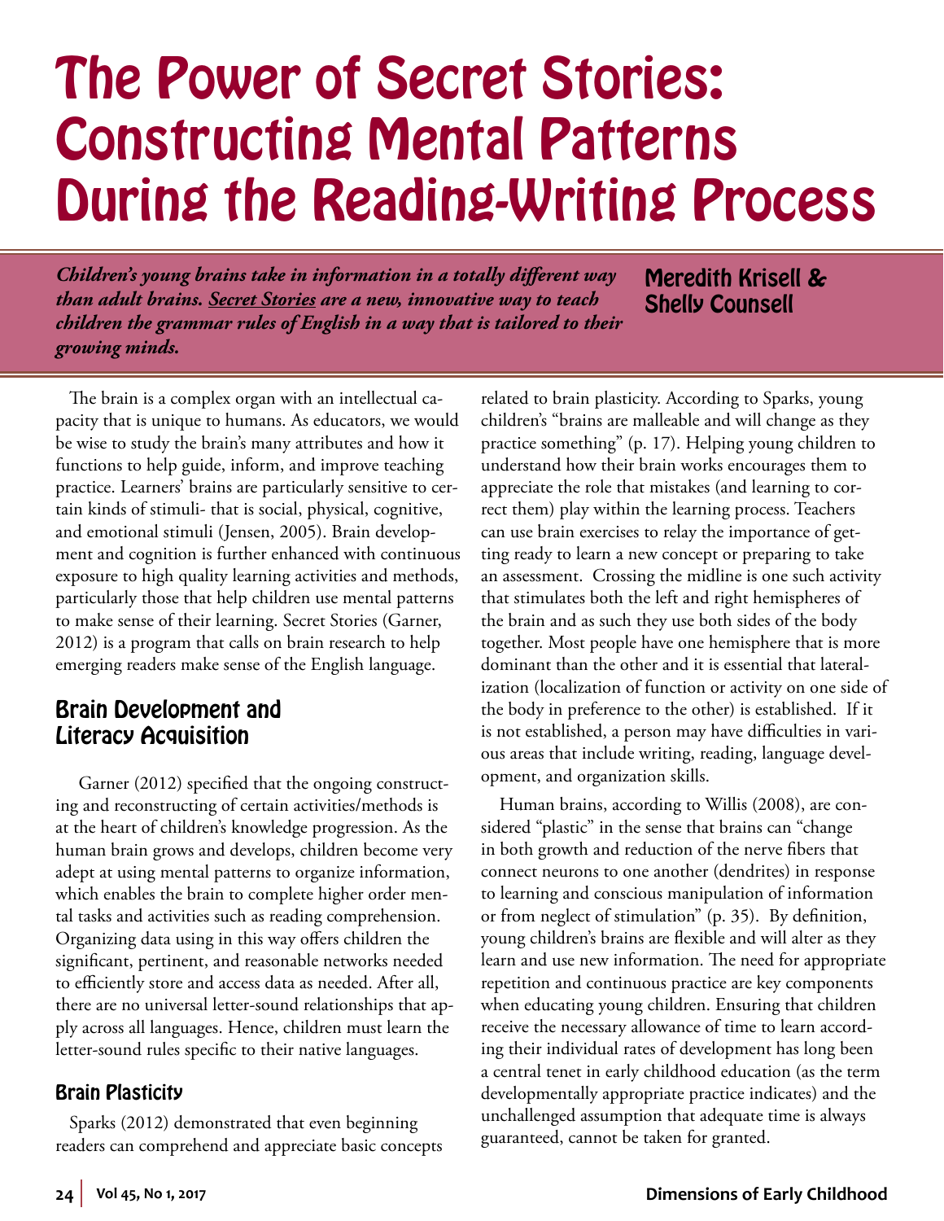# The Power of Secret Stories: Constructing Mental Patterns During the Reading-Writing Process

***Children's young brains take in information in a totally different way than adult brains. Secret Stories are a new, innovative way to teach children the grammar rules of English in a way that is tailored to their growing minds.***

**Meredith Krisell & Shelly Counsell**

The brain is a complex organ with an intellectual capacity that is unique to humans. As educators, we would be wise to study the brain's many attributes and how it functions to help guide, inform, and improve teaching practice. Learners' brains are particularly sensitive to certain kinds of stimuli- that is social, physical, cognitive, and emotional stimuli (Jensen, 2005). Brain development and cognition is further enhanced with continuous exposure to high quality learning activities and methods, particularly those that help children use mental patterns to make sense of their learning. Secret Stories (Garner, 2012) is a program that calls on brain research to help emerging readers make sense of the English language.

## Brain Development and Literacy Acquisition

Garner (2012) specified that the ongoing constructing and reconstructing of certain activities/methods is at the heart of children's knowledge progression. As the human brain grows and develops, children become very adept at using mental patterns to organize information, which enables the brain to complete higher order mental tasks and activities such as reading comprehension. Organizing data using in this way offers children the significant, pertinent, and reasonable networks needed to efficiently store and access data as needed. After all, there are no universal letter-sound relationships that apply across all languages. Hence, children must learn the letter-sound rules specific to their native languages.

### Brain Plasticity

Sparks (2012) demonstrated that even beginning readers can comprehend and appreciate basic concepts related to brain plasticity. According to Sparks, young children's "brains are malleable and will change as they practice something" (p. 17). Helping young children to understand how their brain works encourages them to appreciate the role that mistakes (and learning to correct them) play within the learning process. Teachers can use brain exercises to relay the importance of getting ready to learn a new concept or preparing to take an assessment. Crossing the midline is one such activity that stimulates both the left and right hemispheres of the brain and as such they use both sides of the body together. Most people have one hemisphere that is more dominant than the other and it is essential that lateralization (localization of function or activity on one side of the body in preference to the other) is established. If it is not established, a person may have difficulties in various areas that include writing, reading, language development, and organization skills.

Human brains, according to Willis (2008), are considered "plastic" in the sense that brains can "change in both growth and reduction of the nerve fibers that connect neurons to one another (dendrites) in response to learning and conscious manipulation of information or from neglect of stimulation" (p. 35). By definition, young children's brains are flexible and will alter as they learn and use new information. The need for appropriate repetition and continuous practice are key components when educating young children. Ensuring that children receive the necessary allowance of time to learn according their individual rates of development has long been a central tenet in early childhood education (as the term developmentally appropriate practice indicates) and the unchallenged assumption that adequate time is always guaranteed, cannot be taken for granted.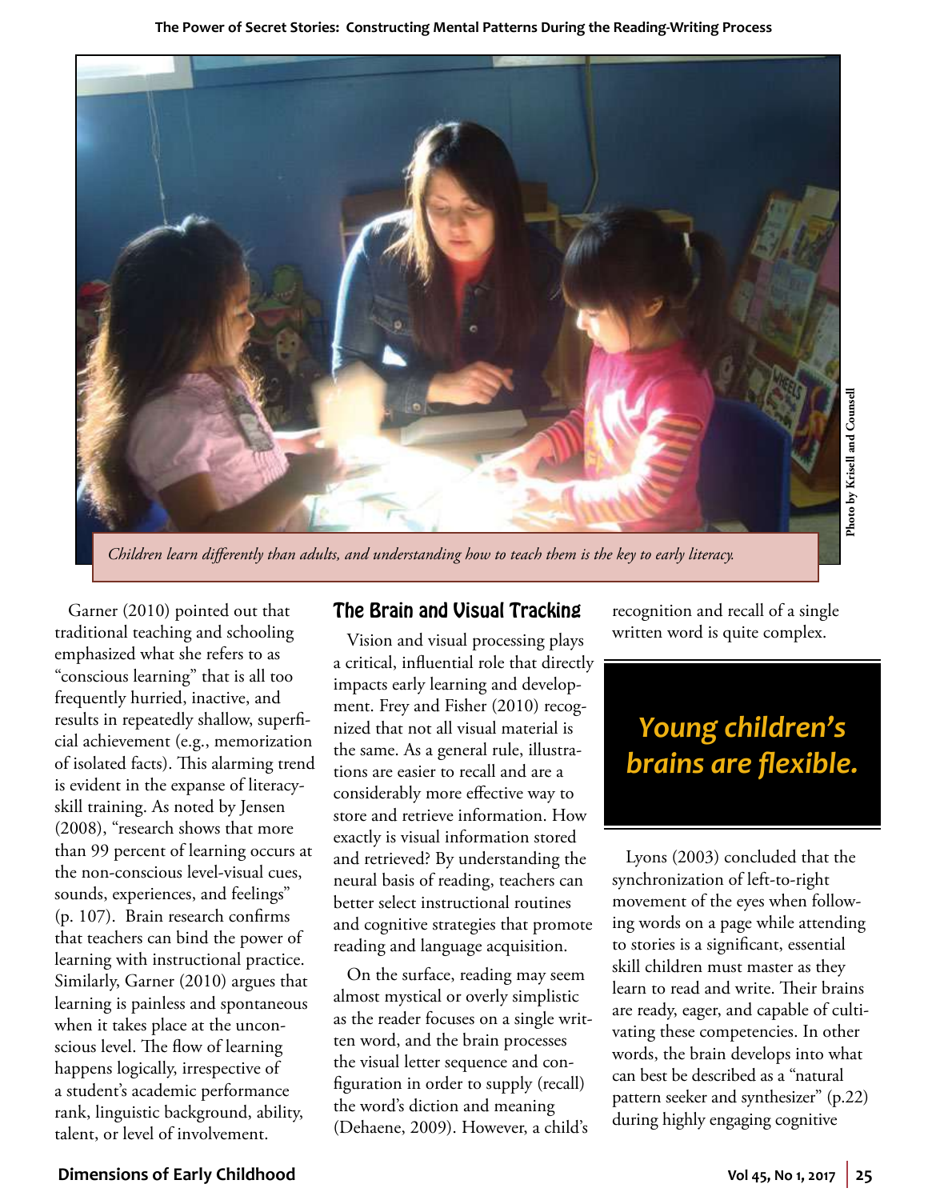*Children learn differently than adults, and understanding how to teach them is the key to early literacy.*

Photo by Krisell and Counsell

Garner (2010) pointed out that traditional teaching and schooling emphasized what she refers to as "conscious learning" that is all too frequently hurried, inactive, and results in repeatedly shallow, superficial achievement (e.g., memorization of isolated facts). This alarming trend is evident in the expanse of literacy-skill training. As noted by Jensen (2008), "research shows that more than 99 percent of learning occurs at the non-conscious level-visual cues, sounds, experiences, and feelings" (p. 107). Brain research confirms that teachers can bind the power of learning with instructional practice. Similarly, Garner (2010) argues that learning is painless and spontaneous when it takes place at the unconscious level. The flow of learning happens logically, irrespective of a student's academic performance rank, linguistic background, ability, talent, or level of involvement.

## The Brain and Visual Tracking

Vision and visual processing plays a critical, influential role that directly impacts early learning and development. Frey and Fisher (2010) recognized that not all visual material is the same. As a general rule, illustrations are easier to recall and are a considerably more effective way to store and retrieve information. How exactly is visual information stored and retrieved? By understanding the neural basis of reading, teachers can better select instructional routines and cognitive strategies that promote reading and language acquisition.

On the surface, reading may seem almost mystical or overly simplistic as the reader focuses on a single written word, and the brain processes the visual letter sequence and configuration in order to supply (recall) the word's diction and meaning (Dehaene, 2009). However, a child's recognition and recall of a single written word is quite complex.

**Young children's brains are flexible.**

Lyons (2003) concluded that the synchronization of left-to-right movement of the eyes when following words on a page while attending to stories is a significant, essential skill children must master as they learn to read and write. Their brains are ready, eager, and capable of cultivating these competencies. In other words, the brain develops into what can best be described as a "natural pattern seeker and synthesizer" (p.22) during highly engaging cognitive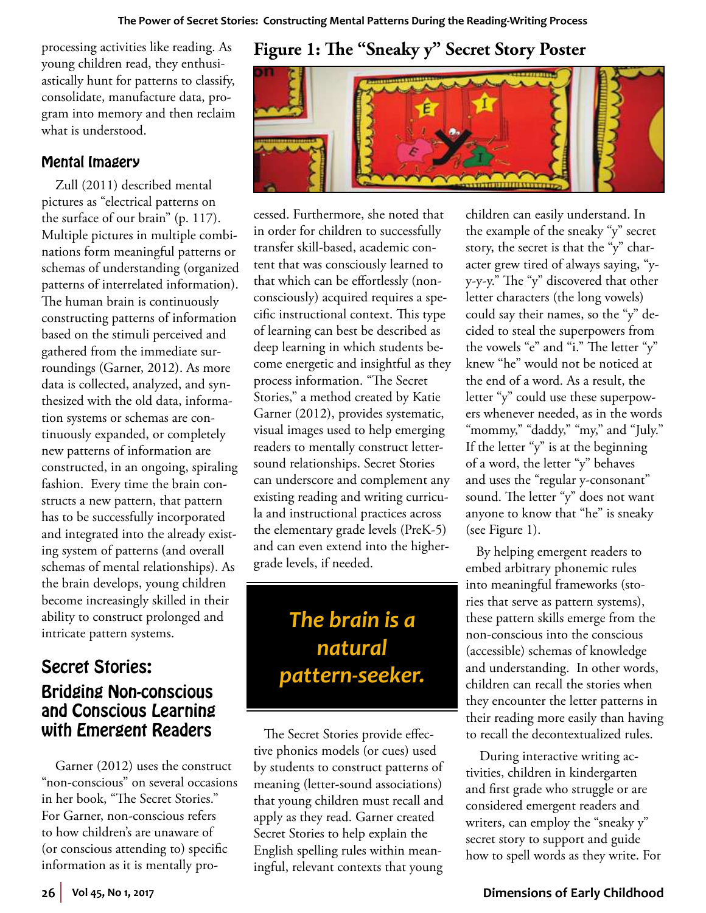processing activities like reading. As young children read, they enthusiastically hunt for patterns to classify, consolidate, manufacture data, program into memory and then reclaim what is understood.

### Mental Imagery

Zull (2011) described mental pictures as "electrical patterns on the surface of our brain" (p. 117). Multiple pictures in multiple combinations form meaningful patterns or schemas of understanding (organized patterns of interrelated information). The human brain is continuously constructing patterns of information based on the stimuli perceived and gathered from the immediate surroundings (Garner, 2012). As more data is collected, analyzed, and synthesized with the old data, information systems or schemas are continuously expanded, or completely new patterns of information are constructed, in an ongoing, spiraling fashion. Every time the brain constructs a new pattern, that pattern has to be successfully incorporated and integrated into the already existing system of patterns (and overall schemas of mental relationships). As the brain develops, young children become increasingly skilled in their ability to construct prolonged and intricate pattern systems.

## Secret Stories: Bridging Non-conscious and Conscious Learning with Emergent Readers

Garner (2012) uses the construct "non-conscious" on several occasions in her book, "The Secret Stories." For Garner, non-conscious refers to how children's are unaware of (or conscious attending to) specific information as it is mentally processed. Furthermore, she noted that in order for children to successfully transfer skill-based, academic content that was consciously learned to that which can be effortlessly (non-consciously) acquired requires a specific instructional context. This type of learning can best be described as deep learning in which students become energetic and insightful as they process information. "The Secret Stories," a method created by Katie Garner (2012), provides systematic, visual images used to help emerging readers to mentally construct letter-sound relationships. Secret Stories can underscore and complement any existing reading and writing curricula and instructional practices across the elementary grade levels (PreK-5) and can even extend into the higher-grade levels, if needed.

**Figure 1: The "Sneaky y" Secret Story Poster**

> ***The brain is a natural pattern-seeker.***

The Secret Stories provide effective phonics models (or cues) used by students to construct patterns of meaning (letter-sound associations) that young children must recall and apply as they read. Garner created Secret Stories to help explain the English spelling rules within meaningful, relevant contexts that young children can easily understand. In the example of the sneaky "y" secret story, the secret is that the "y" character grew tired of always saying, "y-y-y-y." The "y" discovered that other letter characters (the long vowels) could say their names, so the "y" decided to steal the superpowers from the vowels "e" and "i." The letter "y" knew "he" would not be noticed at the end of a word. As a result, the letter "y" could use these superpowers whenever needed, as in the words "mommy," "daddy," "my," and "July." If the letter "y" is at the beginning of a word, the letter "y" behaves and uses the "regular y-consonant" sound. The letter "y" does not want anyone to know that "he" is sneaky (see Figure 1).

By helping emergent readers to embed arbitrary phonemic rules into meaningful frameworks (stories that serve as pattern systems), these pattern skills emerge from the non-conscious into the conscious (accessible) schemas of knowledge and understanding. In other words, children can recall the stories when they encounter the letter patterns in their reading more easily than having to recall the decontextualized rules.

During interactive writing activities, children in kindergarten and first grade who struggle or are considered emergent readers and writers, can employ the "sneaky y" secret story to support and guide how to spell words as they write. For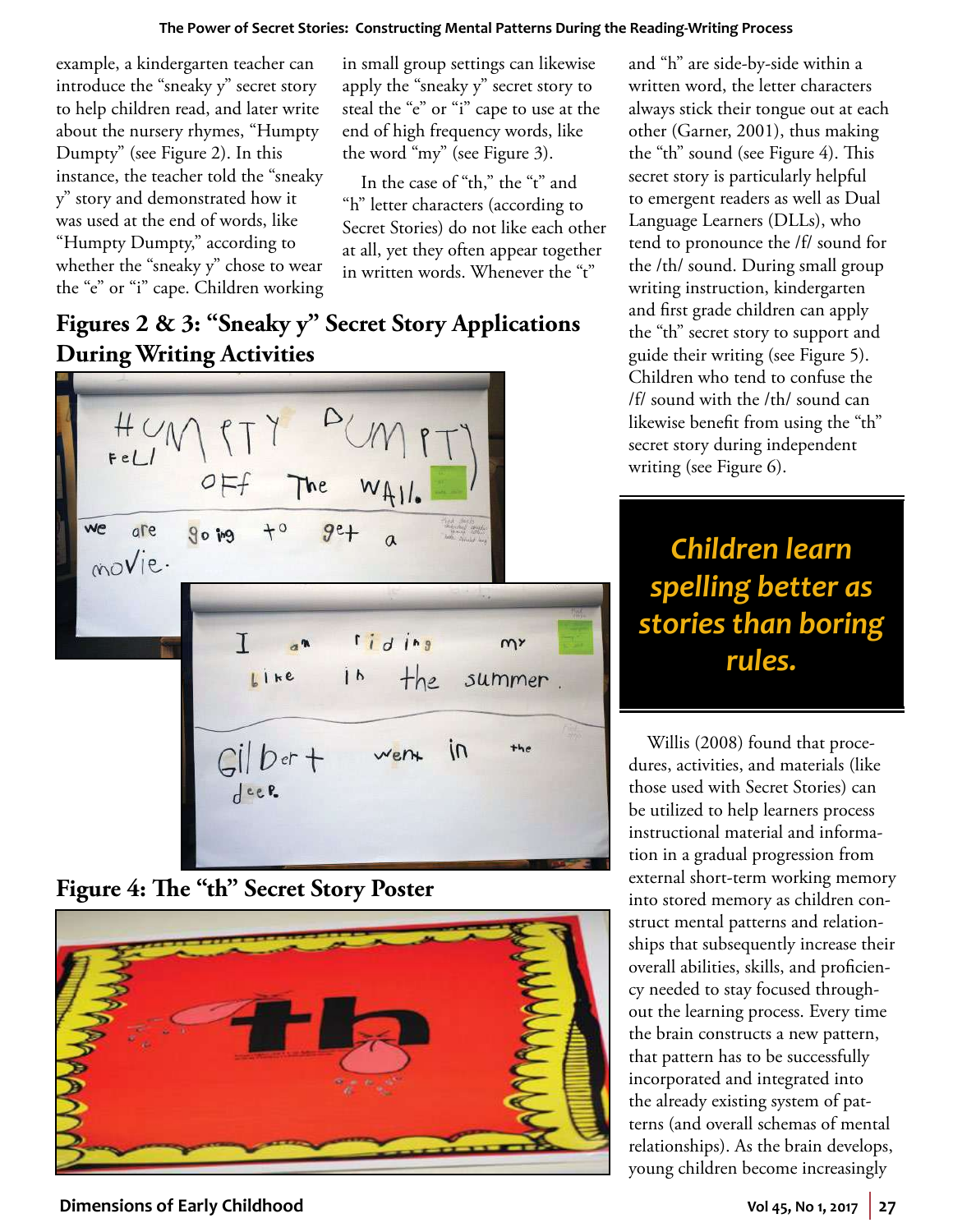example, a kindergarten teacher can introduce the "sneaky y" secret story to help children read, and later write about the nursery rhymes, "Humpty Dumpty" (see Figure 2). In this instance, the teacher told the "sneaky y" story and demonstrated how it was used at the end of words, like "Humpty Dumpty," according to whether the "sneaky y" chose to wear the "e" or "i" cape. Children working in small group settings can likewise apply the "sneaky y" secret story to steal the "e" or "i" cape to use at the end of high frequency words, like the word "my" (see Figure 3).

In the case of "th," the "t" and "h" letter characters (according to Secret Stories) do not like each other at all, yet they often appear together in written words. Whenever the "t" and "h" are side-by-side within a written word, the letter characters always stick their tongue out at each other (Garner, 2001), thus making the "th" sound (see Figure 4). This secret story is particularly helpful to emergent readers as well as Dual Language Learners (DLLs), who tend to pronounce the /f/ sound for the /th/ sound. During small group writing instruction, kindergarten and first grade children can apply the "th" secret story to support and guide their writing (see Figure 5). Children who tend to confuse the /f/ sound with the /th/ sound can likewise benefit from using the "th" secret story during independent writing (see Figure 6).

## Figures 2 & 3: "Sneaky y" Secret Story Applications During Writing Activities

## Figure 4: The "th" Secret Story Poster

> **Children learn spelling better as stories than boring rules.**

Willis (2008) found that procedures, activities, and materials (like those used with Secret Stories) can be utilized to help learners process instructional material and information in a gradual progression from external short-term working memory into stored memory as children construct mental patterns and relationships that subsequently increase their overall abilities, skills, and proficiency needed to stay focused throughout the learning process. Every time the brain constructs a new pattern, that pattern has to be successfully incorporated and integrated into the already existing system of patterns (and overall schemas of mental relationships). As the brain develops, young children become increasingly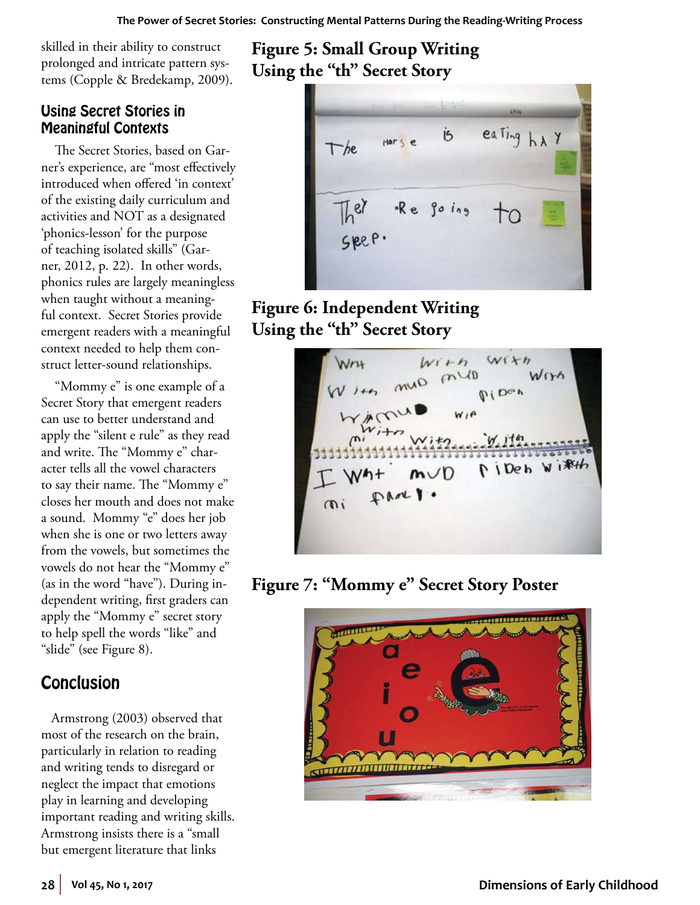skilled in their ability to construct prolonged and intricate pattern systems (Copple & Bredekamp, 2009).

### Using Secret Stories in Meaningful Contexts

The Secret Stories, based on Garner's experience, are "most effectively introduced when offered 'in context' of the existing daily curriculum and activities and NOT as a designated 'phonics-lesson' for the purpose of teaching isolated skills" (Garner, 2012, p. 22). In other words, phonics rules are largely meaningless when taught without a meaningful context. Secret Stories provide emergent readers with a meaningful context needed to help them construct letter-sound relationships.

"Mommy e" is one example of a Secret Story that emergent readers can use to better understand and apply the "silent e rule" as they read and write. The "Mommy e" character tells all the vowel characters to say their name. The "Mommy e" closes her mouth and does not make a sound. Mommy "e" does her job when she is one or two letters away from the vowels, but sometimes the vowels do not hear the "Mommy e" (as in the word "have"). During independent writing, first graders can apply the "Mommy e" secret story to help spell the words "like" and "slide" (see Figure 8).

## Conclusion

Armstrong (2003) observed that most of the research on the brain, particularly in relation to reading and writing tends to disregard or neglect the impact that emotions play in learning and developing important reading and writing skills. Armstrong insists there is a "small but emergent literature that links

**Figure 5: Small Group Writing Using the "th" Secret Story**

**Figure 6: Independent Writing Using the "th" Secret Story**

**Figure 7: "Mommy e" Secret Story Poster**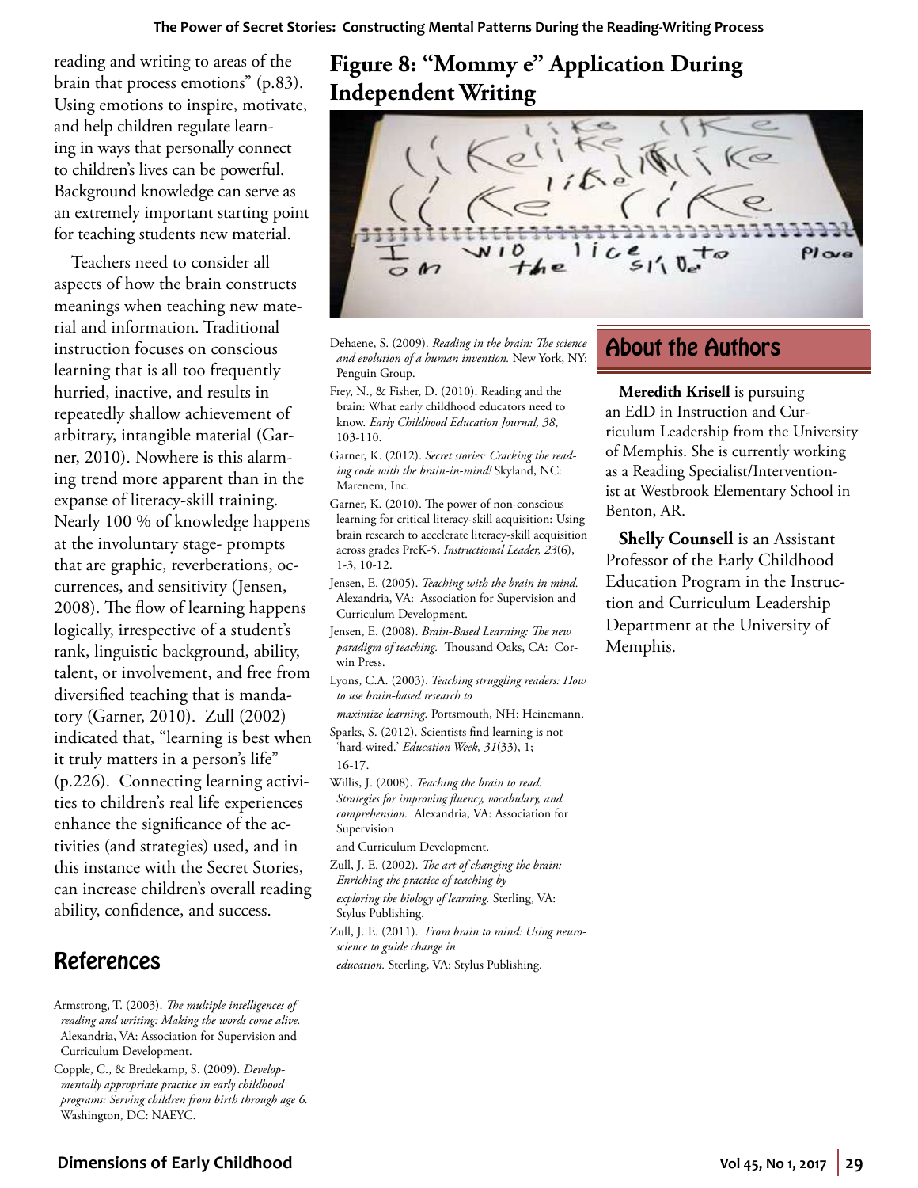reading and writing to areas of the brain that process emotions" (p.83). Using emotions to inspire, motivate, and help children regulate learning in ways that personally connect to children's lives can be powerful. Background knowledge can serve as an extremely important starting point for teaching students new material.

Teachers need to consider all aspects of how the brain constructs meanings when teaching new material and information. Traditional instruction focuses on conscious learning that is all too frequently hurried, inactive, and results in repeatedly shallow achievement of arbitrary, intangible material (Garner, 2010). Nowhere is this alarming trend more apparent than in the expanse of literacy-skill training. Nearly 100 % of knowledge happens at the involuntary stage- prompts that are graphic, reverberations, occurrences, and sensitivity (Jensen, 2008). The flow of learning happens logically, irrespective of a student's rank, linguistic background, ability, talent, or involvement, and free from diversified teaching that is mandatory (Garner, 2010). Zull (2002) indicated that, "learning is best when it truly matters in a person's life" (p.226). Connecting learning activities to children's real life experiences enhance the significance of the activities (and strategies) used, and in this instance with the Secret Stories, can increase children's overall reading ability, confidence, and success.

## Figure 8: "Mommy e" Application During Independent Writing

## References

Armstrong, T. (2003). *The multiple intelligences of reading and writing: Making the words come alive.* Alexandria, VA: Association for Supervision and Curriculum Development.

Copple, C., & Bredekamp, S. (2009). *Developmentally appropriate practice in early childhood programs: Serving children from birth through age 6.* Washington, DC: NAEYC.

Dehaene, S. (2009). *Reading in the brain: The science and evolution of a human invention.* New York, NY: Penguin Group.

Frey, N., & Fisher, D. (2010). Reading and the brain: What early childhood educators need to know. *Early Childhood Education Journal, 38*, 103-110.

Garner, K. (2012). *Secret stories: Cracking the reading code with the brain-in-mind!* Skyland, NC: Marenem, Inc.

Garner, K. (2010). The power of non-conscious learning for critical literacy-skill acquisition: Using brain research to accelerate literacy-skill acquisition across grades PreK-5. *Instructional Leader, 23*(6), 1-3, 10-12.

Jensen, E. (2005). *Teaching with the brain in mind.* Alexandria, VA: Association for Supervision and Curriculum Development.

Jensen, E. (2008). *Brain-Based Learning: The new paradigm of teaching.* Thousand Oaks, CA: Corwin Press.

Lyons, C.A. (2003). *Teaching struggling readers: How to use brain-based research to maximize learning.* Portsmouth, NH: Heinemann.

Sparks, S. (2012). Scientists find learning is not 'hard-wired.' *Education Week, 31*(33), 1; 16-17.

Willis, J. (2008). *Teaching the brain to read: Strategies for improving fluency, vocabulary, and comprehension.* Alexandria, VA: Association for Supervision and Curriculum Development.

Zull, J. E. (2002). *The art of changing the brain: Enriching the practice of teaching by exploring the biology of learning.* Sterling, VA: Stylus Publishing.

Zull, J. E. (2011). *From brain to mind: Using neuroscience to guide change in education.* Sterling, VA: Stylus Publishing.

## About the Authors

**Meredith Krisell** is pursuing an EdD in Instruction and Curriculum Leadership from the University of Memphis. She is currently working as a Reading Specialist/Interventionist at Westbrook Elementary School in Benton, AR.

**Shelly Counsell** is an Assistant Professor of the Early Childhood Education Program in the Instruction and Curriculum Leadership Department at the University of Memphis.